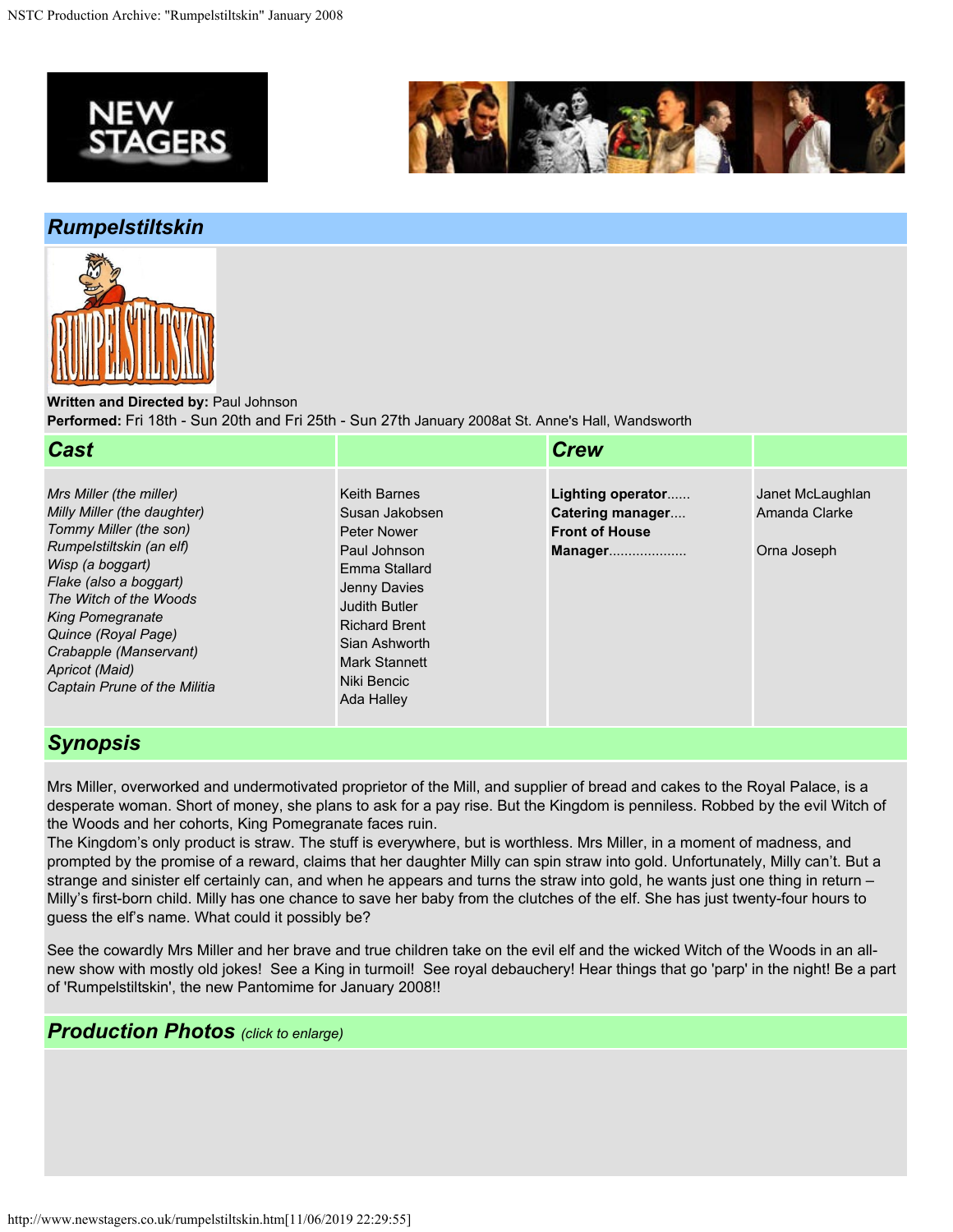# Rumpelstiltskin

**Written and Directed by:** Paul Johnson
**Performed:** Fri 18th - Sun 20th and Fri 25th - Sun 27th January 2008at St. Anne's Hall, Wandsworth

## Cast

| Role | Actor |
|---|---|
| *Mrs Miller (the miller)* | Keith Barnes |
| *Milly Miller (the daughter)* | Susan Jakobsen |
| *Tommy Miller (the son)* | Peter Nower |
| *Rumpelstiltskin (an elf)* | Paul Johnson |
| *Wisp (a boggart)* | Emma Stallard |
| *Flake (also a boggart)* | Jenny Davies |
| *The Witch of the Woods* | Judith Butler |
| *King Pomegranate* | Richard Brent |
| *Quince (Royal Page)* | Sian Ashworth |
| *Crabapple (Manservant)* | Mark Stannett |
| *Apricot (Maid)* | Niki Bencic |
| *Captain Prune of the Militia* | Ada Halley |

## Crew

| Role | Name |
|---|---|
| **Lighting operator**...... | Janet McLaughlan |
| **Catering manager**.... | Amanda Clarke |
| **Front of House Manager**.................... | Orna Joseph |

## Synopsis

Mrs Miller, overworked and undermotivated proprietor of the Mill, and supplier of bread and cakes to the Royal Palace, is a desperate woman. Short of money, she plans to ask for a pay rise. But the Kingdom is penniless. Robbed by the evil Witch of the Woods and her cohorts, King Pomegranate faces ruin.
The Kingdom's only product is straw. The stuff is everywhere, but is worthless. Mrs Miller, in a moment of madness, and prompted by the promise of a reward, claims that her daughter Milly can spin straw into gold. Unfortunately, Milly can't. But a strange and sinister elf certainly can, and when he appears and turns the straw into gold, he wants just one thing in return – Milly's first-born child. Milly has one chance to save her baby from the clutches of the elf. She has just twenty-four hours to guess the elf's name. What could it possibly be?

See the cowardly Mrs Miller and her brave and true children take on the evil elf and the wicked Witch of the Woods in an all-new show with mostly old jokes! See a King in turmoil! See royal debauchery! Hear things that go 'parp' in the night! Be a part of 'Rumpelstiltskin', the new Pantomime for January 2008!!

## Production Photos *(click to enlarge)*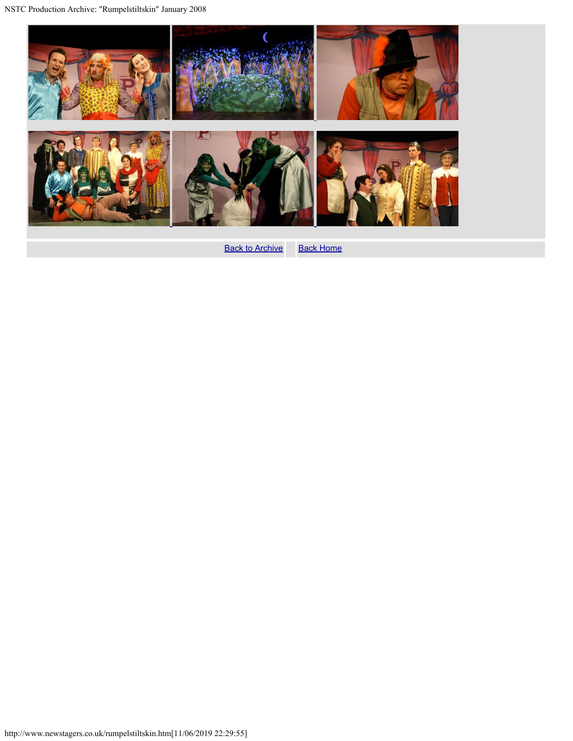Back to Archive | Back Home